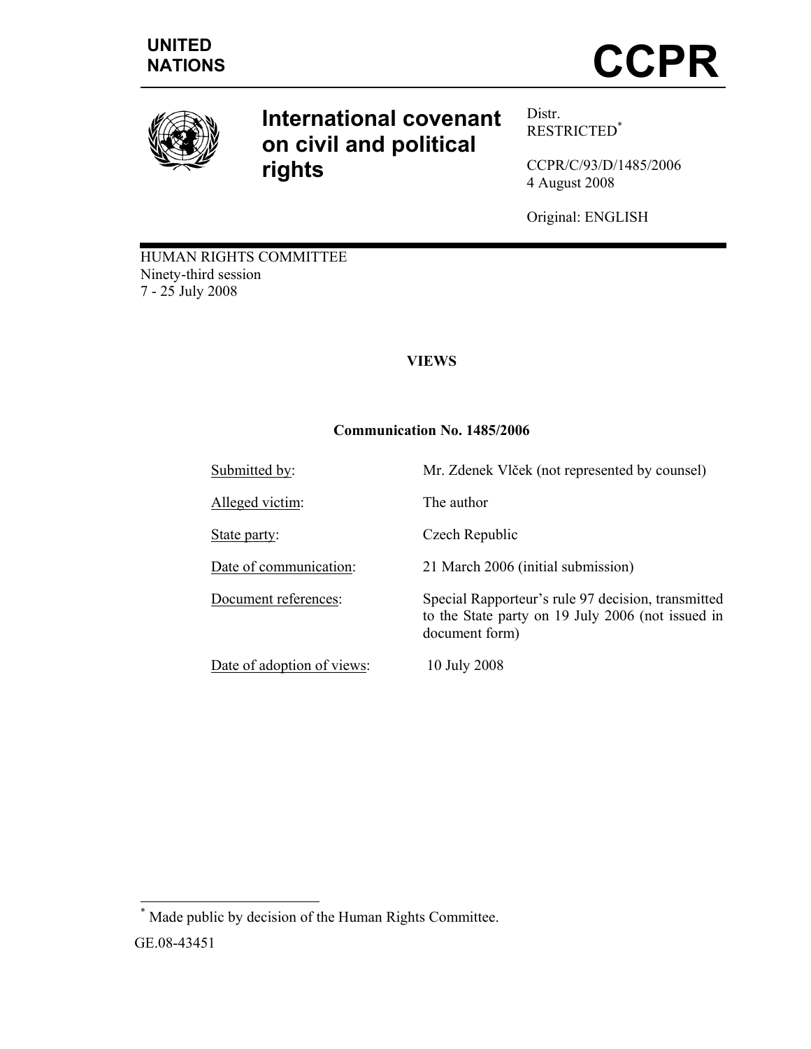UNITED NATIONS

# CCPR

## International covenant on civil and political rights

Distr.
RESTRICTED[*]

CCPR/C/93/D/1485/2006
4 August 2008

Original: ENGLISH

HUMAN RIGHTS COMMITTEE
Ninety-third session
7 - 25 July 2008

**VIEWS**

**Communication No. 1485/2006**

| | |
|---|---|
| Submitted by: | Mr. Zdenek Vlček (not represented by counsel) |
| Alleged victim: | The author |
| State party: | Czech Republic |
| Date of communication: | 21 March 2006 (initial submission) |
| Document references: | Special Rapporteur's rule 97 decision, transmitted to the State party on 19 July 2006 (not issued in document form) |
| Date of adoption of views: | 10 July 2008 |

[*] Made public by decision of the Human Rights Committee.

GE.08-43451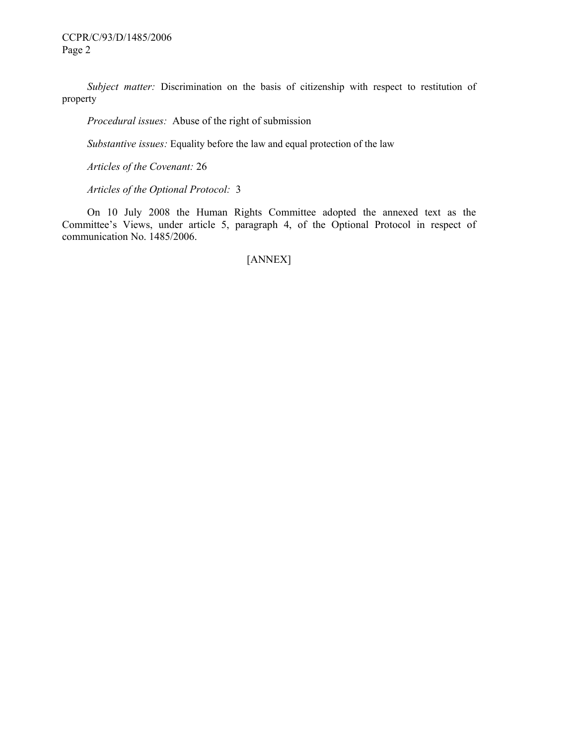*Subject matter:* Discrimination on the basis of citizenship with respect to restitution of property

*Procedural issues:* Abuse of the right of submission

*Substantive issues:* Equality before the law and equal protection of the law

*Articles of the Covenant:* 26

*Articles of the Optional Protocol:* 3

On 10 July 2008 the Human Rights Committee adopted the annexed text as the Committee's Views, under article 5, paragraph 4, of the Optional Protocol in respect of communication No. 1485/2006.

[ANNEX]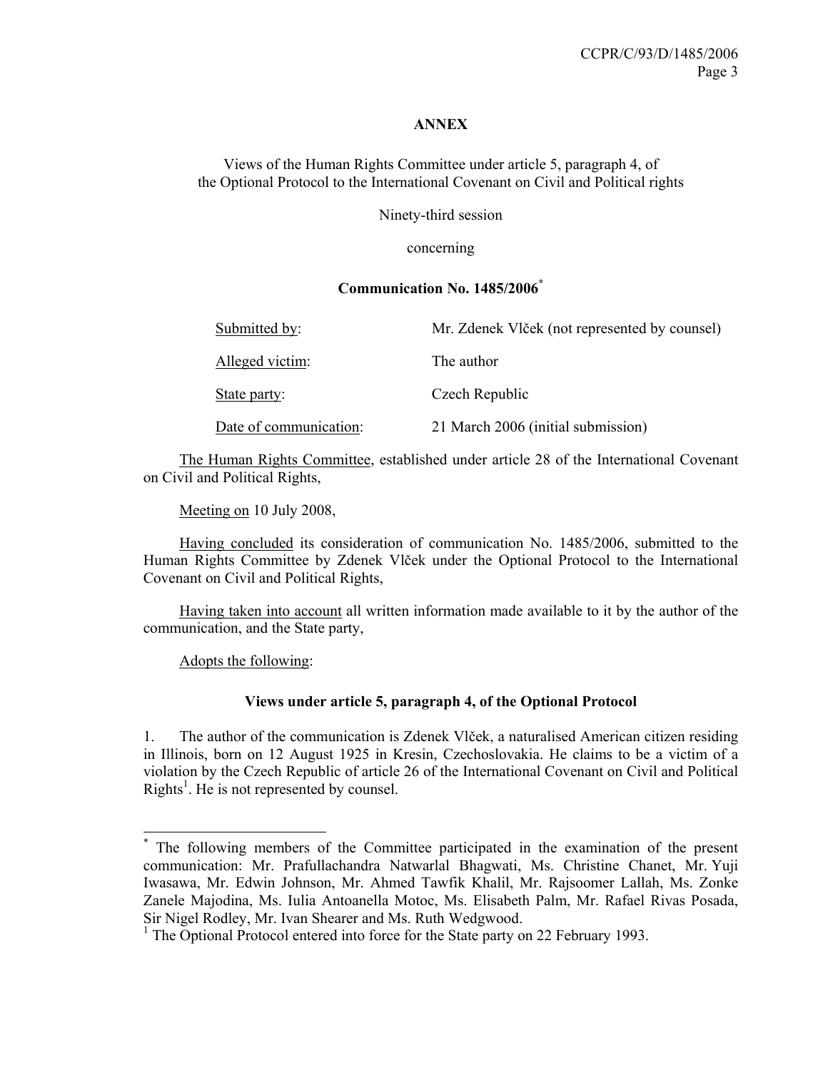**ANNEX**

Views of the Human Rights Committee under article 5, paragraph 4, of the Optional Protocol to the International Covenant on Civil and Political rights

Ninety-third session

concerning

**Communication No. 1485/2006**[*]

| | |
|---|---|
| Submitted by: | Mr. Zdenek Vlček (not represented by counsel) |
| Alleged victim: | The author |
| State party: | Czech Republic |
| Date of communication: | 21 March 2006 (initial submission) |

The Human Rights Committee, established under article 28 of the International Covenant on Civil and Political Rights,

Meeting on 10 July 2008,

Having concluded its consideration of communication No. 1485/2006, submitted to the Human Rights Committee by Zdenek Vlček under the Optional Protocol to the International Covenant on Civil and Political Rights,

Having taken into account all written information made available to it by the author of the communication, and the State party,

Adopts the following:

**Views under article 5, paragraph 4, of the Optional Protocol**

1. The author of the communication is Zdenek Vlček, a naturalised American citizen residing in Illinois, born on 12 August 1925 in Kresin, Czechoslovakia. He claims to be a victim of a violation by the Czech Republic of article 26 of the International Covenant on Civil and Political Rights[1]. He is not represented by counsel.

---

[*] The following members of the Committee participated in the examination of the present communication: Mr. Prafullachandra Natwarlal Bhagwati, Ms. Christine Chanet, Mr. Yuji Iwasawa, Mr. Edwin Johnson, Mr. Ahmed Tawfik Khalil, Mr. Rajsoomer Lallah, Ms. Zonke Zanele Majodina, Ms. Iulia Antoanella Motoc, Ms. Elisabeth Palm, Mr. Rafael Rivas Posada, Sir Nigel Rodley, Mr. Ivan Shearer and Ms. Ruth Wedgwood.

[1] The Optional Protocol entered into force for the State party on 22 February 1993.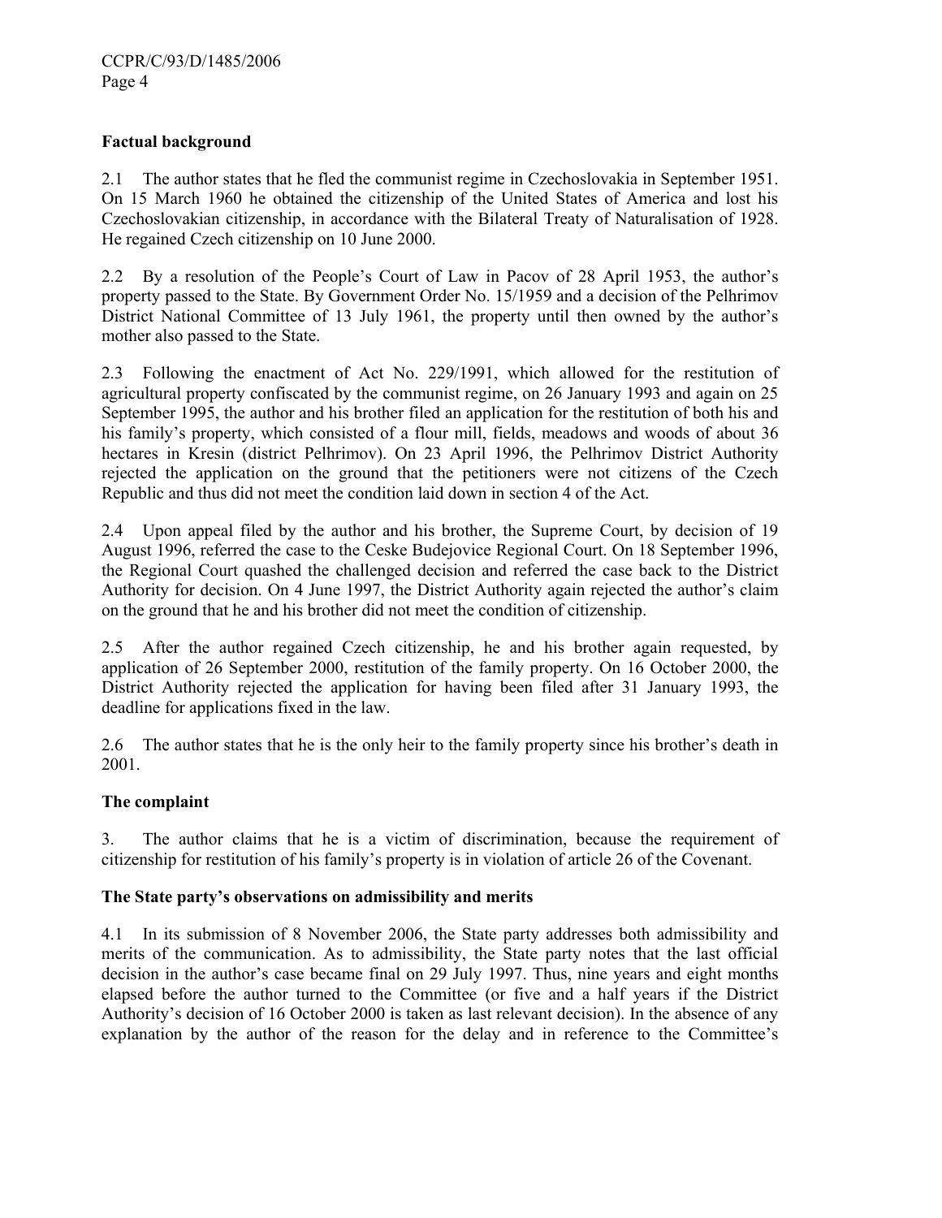**Factual background**

2.1 The author states that he fled the communist regime in Czechoslovakia in September 1951. On 15 March 1960 he obtained the citizenship of the United States of America and lost his Czechoslovakian citizenship, in accordance with the Bilateral Treaty of Naturalisation of 1928. He regained Czech citizenship on 10 June 2000.

2.2 By a resolution of the People's Court of Law in Pacov of 28 April 1953, the author's property passed to the State. By Government Order No. 15/1959 and a decision of the Pelhrimov District National Committee of 13 July 1961, the property until then owned by the author's mother also passed to the State.

2.3 Following the enactment of Act No. 229/1991, which allowed for the restitution of agricultural property confiscated by the communist regime, on 26 January 1993 and again on 25 September 1995, the author and his brother filed an application for the restitution of both his and his family's property, which consisted of a flour mill, fields, meadows and woods of about 36 hectares in Kresin (district Pelhrimov). On 23 April 1996, the Pelhrimov District Authority rejected the application on the ground that the petitioners were not citizens of the Czech Republic and thus did not meet the condition laid down in section 4 of the Act.

2.4 Upon appeal filed by the author and his brother, the Supreme Court, by decision of 19 August 1996, referred the case to the Ceske Budejovice Regional Court. On 18 September 1996, the Regional Court quashed the challenged decision and referred the case back to the District Authority for decision. On 4 June 1997, the District Authority again rejected the author's claim on the ground that he and his brother did not meet the condition of citizenship.

2.5 After the author regained Czech citizenship, he and his brother again requested, by application of 26 September 2000, restitution of the family property. On 16 October 2000, the District Authority rejected the application for having been filed after 31 January 1993, the deadline for applications fixed in the law.

2.6 The author states that he is the only heir to the family property since his brother's death in 2001.

**The complaint**

3. The author claims that he is a victim of discrimination, because the requirement of citizenship for restitution of his family's property is in violation of article 26 of the Covenant.

**The State party's observations on admissibility and merits**

4.1 In its submission of 8 November 2006, the State party addresses both admissibility and merits of the communication. As to admissibility, the State party notes that the last official decision in the author's case became final on 29 July 1997. Thus, nine years and eight months elapsed before the author turned to the Committee (or five and a half years if the District Authority's decision of 16 October 2000 is taken as last relevant decision). In the absence of any explanation by the author of the reason for the delay and in reference to the Committee's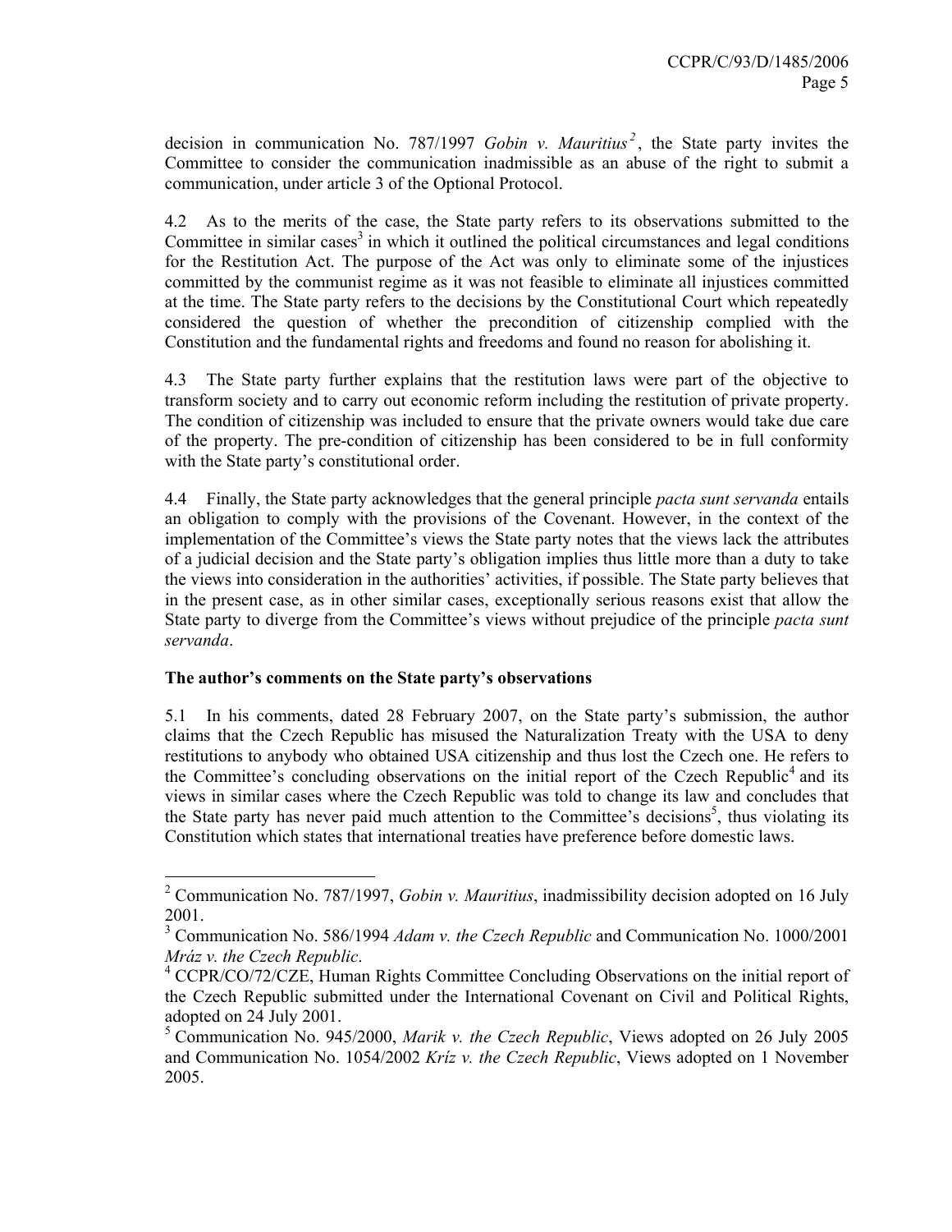decision in communication No. 787/1997 *Gobin v. Mauritius*[2], the State party invites the Committee to consider the communication inadmissible as an abuse of the right to submit a communication, under article 3 of the Optional Protocol.

4.2 As to the merits of the case, the State party refers to its observations submitted to the Committee in similar cases[3] in which it outlined the political circumstances and legal conditions for the Restitution Act. The purpose of the Act was only to eliminate some of the injustices committed by the communist regime as it was not feasible to eliminate all injustices committed at the time. The State party refers to the decisions by the Constitutional Court which repeatedly considered the question of whether the precondition of citizenship complied with the Constitution and the fundamental rights and freedoms and found no reason for abolishing it.

4.3 The State party further explains that the restitution laws were part of the objective to transform society and to carry out economic reform including the restitution of private property. The condition of citizenship was included to ensure that the private owners would take due care of the property. The pre-condition of citizenship has been considered to be in full conformity with the State party's constitutional order.

4.4 Finally, the State party acknowledges that the general principle *pacta sunt servanda* entails an obligation to comply with the provisions of the Covenant. However, in the context of the implementation of the Committee's views the State party notes that the views lack the attributes of a judicial decision and the State party's obligation implies thus little more than a duty to take the views into consideration in the authorities' activities, if possible. The State party believes that in the present case, as in other similar cases, exceptionally serious reasons exist that allow the State party to diverge from the Committee's views without prejudice of the principle *pacta sunt servanda*.

### The author's comments on the State party's observations

5.1 In his comments, dated 28 February 2007, on the State party's submission, the author claims that the Czech Republic has misused the Naturalization Treaty with the USA to deny restitutions to anybody who obtained USA citizenship and thus lost the Czech one. He refers to the Committee's concluding observations on the initial report of the Czech Republic[4] and its views in similar cases where the Czech Republic was told to change its law and concludes that the State party has never paid much attention to the Committee's decisions[5], thus violating its Constitution which states that international treaties have preference before domestic laws.

---

[2] Communication No. 787/1997, *Gobin v. Mauritius*, inadmissibility decision adopted on 16 July 2001.

[3] Communication No. 586/1994 *Adam v. the Czech Republic* and Communication No. 1000/2001 *Mráz v. the Czech Republic*.

[4] CCPR/CO/72/CZE, Human Rights Committee Concluding Observations on the initial report of the Czech Republic submitted under the International Covenant on Civil and Political Rights, adopted on 24 July 2001.

[5] Communication No. 945/2000, *Marik v. the Czech Republic*, Views adopted on 26 July 2005 and Communication No. 1054/2002 *Kríz v. the Czech Republic*, Views adopted on 1 November 2005.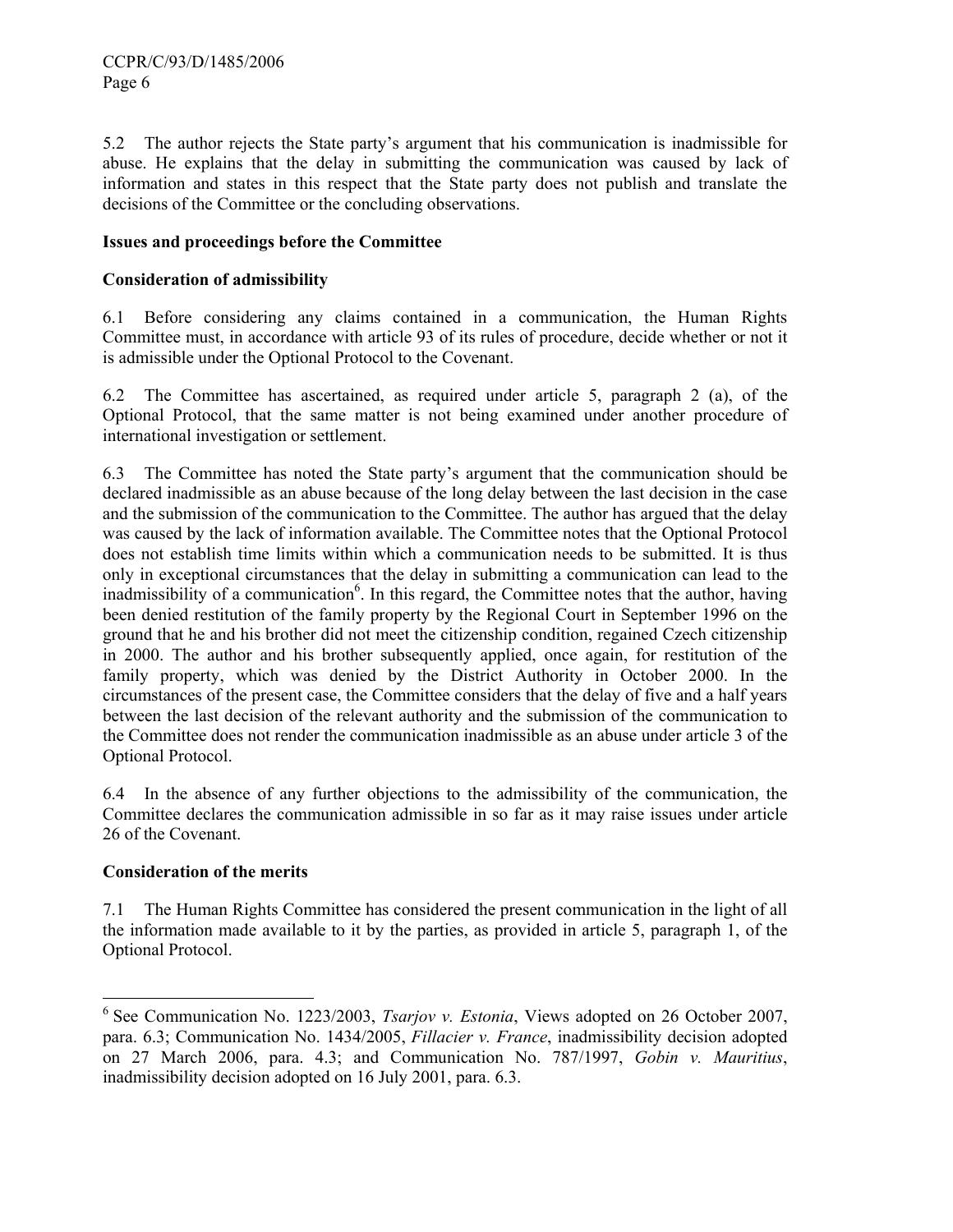5.2 The author rejects the State party's argument that his communication is inadmissible for abuse. He explains that the delay in submitting the communication was caused by lack of information and states in this respect that the State party does not publish and translate the decisions of the Committee or the concluding observations.

**Issues and proceedings before the Committee**

**Consideration of admissibility**

6.1 Before considering any claims contained in a communication, the Human Rights Committee must, in accordance with article 93 of its rules of procedure, decide whether or not it is admissible under the Optional Protocol to the Covenant.

6.2 The Committee has ascertained, as required under article 5, paragraph 2 (a), of the Optional Protocol, that the same matter is not being examined under another procedure of international investigation or settlement.

6.3 The Committee has noted the State party's argument that the communication should be declared inadmissible as an abuse because of the long delay between the last decision in the case and the submission of the communication to the Committee. The author has argued that the delay was caused by the lack of information available. The Committee notes that the Optional Protocol does not establish time limits within which a communication needs to be submitted. It is thus only in exceptional circumstances that the delay in submitting a communication can lead to the inadmissibility of a communication[6]. In this regard, the Committee notes that the author, having been denied restitution of the family property by the Regional Court in September 1996 on the ground that he and his brother did not meet the citizenship condition, regained Czech citizenship in 2000. The author and his brother subsequently applied, once again, for restitution of the family property, which was denied by the District Authority in October 2000. In the circumstances of the present case, the Committee considers that the delay of five and a half years between the last decision of the relevant authority and the submission of the communication to the Committee does not render the communication inadmissible as an abuse under article 3 of the Optional Protocol.

6.4 In the absence of any further objections to the admissibility of the communication, the Committee declares the communication admissible in so far as it may raise issues under article 26 of the Covenant.

**Consideration of the merits**

7.1 The Human Rights Committee has considered the present communication in the light of all the information made available to it by the parties, as provided in article 5, paragraph 1, of the Optional Protocol.

---

[6] See Communication No. 1223/2003, *Tsarjov v. Estonia*, Views adopted on 26 October 2007, para. 6.3; Communication No. 1434/2005, *Fillacier v. France*, inadmissibility decision adopted on 27 March 2006, para. 4.3; and Communication No. 787/1997, *Gobin v. Mauritius*, inadmissibility decision adopted on 16 July 2001, para. 6.3.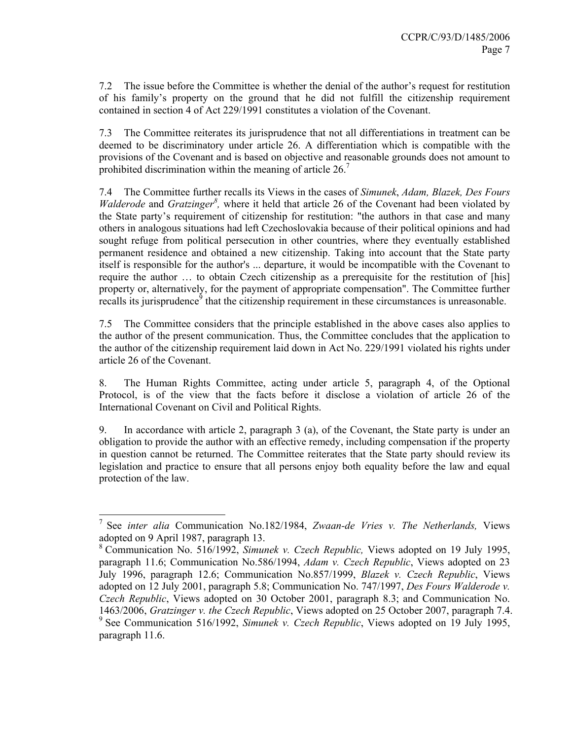7.2 The issue before the Committee is whether the denial of the author's request for restitution of his family's property on the ground that he did not fulfill the citizenship requirement contained in section 4 of Act 229/1991 constitutes a violation of the Covenant.

7.3 The Committee reiterates its jurisprudence that not all differentiations in treatment can be deemed to be discriminatory under article 26. A differentiation which is compatible with the provisions of the Covenant and is based on objective and reasonable grounds does not amount to prohibited discrimination within the meaning of article 26.[7]

7.4 The Committee further recalls its Views in the cases of *Simunek*, *Adam, Blazek, Des Fours Walderode* and *Gratzinger*[8], where it held that article 26 of the Covenant had been violated by the State party's requirement of citizenship for restitution: "the authors in that case and many others in analogous situations had left Czechoslovakia because of their political opinions and had sought refuge from political persecution in other countries, where they eventually established permanent residence and obtained a new citizenship. Taking into account that the State party itself is responsible for the author's ... departure, it would be incompatible with the Covenant to require the author … to obtain Czech citizenship as a prerequisite for the restitution of [his] property or, alternatively, for the payment of appropriate compensation". The Committee further recalls its jurisprudence[9] that the citizenship requirement in these circumstances is unreasonable.

7.5 The Committee considers that the principle established in the above cases also applies to the author of the present communication. Thus, the Committee concludes that the application to the author of the citizenship requirement laid down in Act No. 229/1991 violated his rights under article 26 of the Covenant.

8. The Human Rights Committee, acting under article 5, paragraph 4, of the Optional Protocol, is of the view that the facts before it disclose a violation of article 26 of the International Covenant on Civil and Political Rights.

9. In accordance with article 2, paragraph 3 (a), of the Covenant, the State party is under an obligation to provide the author with an effective remedy, including compensation if the property in question cannot be returned. The Committee reiterates that the State party should review its legislation and practice to ensure that all persons enjoy both equality before the law and equal protection of the law.

---

[7] See *inter alia* Communication No.182/1984, *Zwaan-de Vries v. The Netherlands,* Views adopted on 9 April 1987, paragraph 13.

[8] Communication No. 516/1992, *Simunek v. Czech Republic,* Views adopted on 19 July 1995, paragraph 11.6; Communication No.586/1994, *Adam v. Czech Republic*, Views adopted on 23 July 1996, paragraph 12.6; Communication No.857/1999, *Blazek v. Czech Republic*, Views adopted on 12 July 2001, paragraph 5.8; Communication No. 747/1997, *Des Fours Walderode v. Czech Republic*, Views adopted on 30 October 2001, paragraph 8.3; and Communication No. 1463/2006, *Gratzinger v. the Czech Republic*, Views adopted on 25 October 2007, paragraph 7.4.

[9] See Communication 516/1992, *Simunek v. Czech Republic*, Views adopted on 19 July 1995, paragraph 11.6.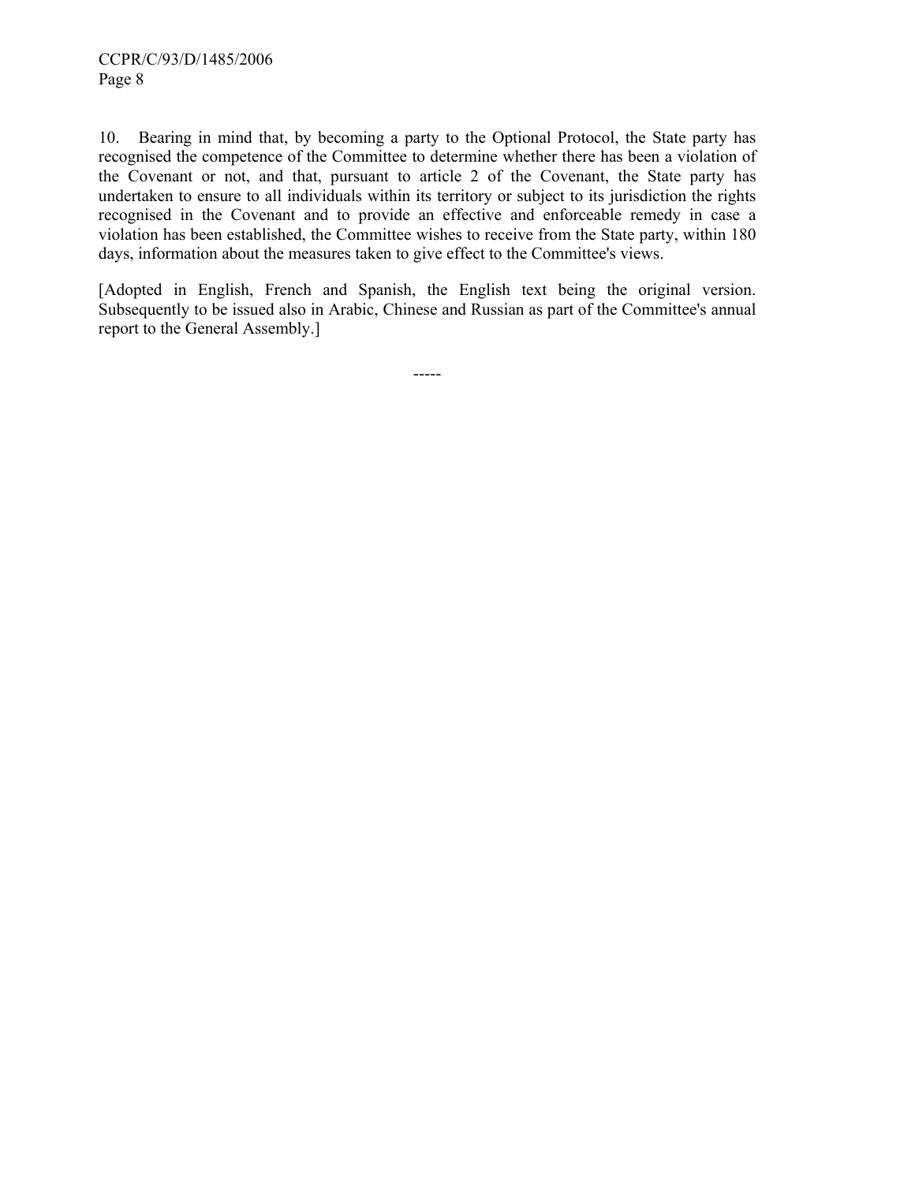10. Bearing in mind that, by becoming a party to the Optional Protocol, the State party has recognised the competence of the Committee to determine whether there has been a violation of the Covenant or not, and that, pursuant to article 2 of the Covenant, the State party has undertaken to ensure to all individuals within its territory or subject to its jurisdiction the rights recognised in the Covenant and to provide an effective and enforceable remedy in case a violation has been established, the Committee wishes to receive from the State party, within 180 days, information about the measures taken to give effect to the Committee's views.

[Adopted in English, French and Spanish, the English text being the original version. Subsequently to be issued also in Arabic, Chinese and Russian as part of the Committee's annual report to the General Assembly.]

-----